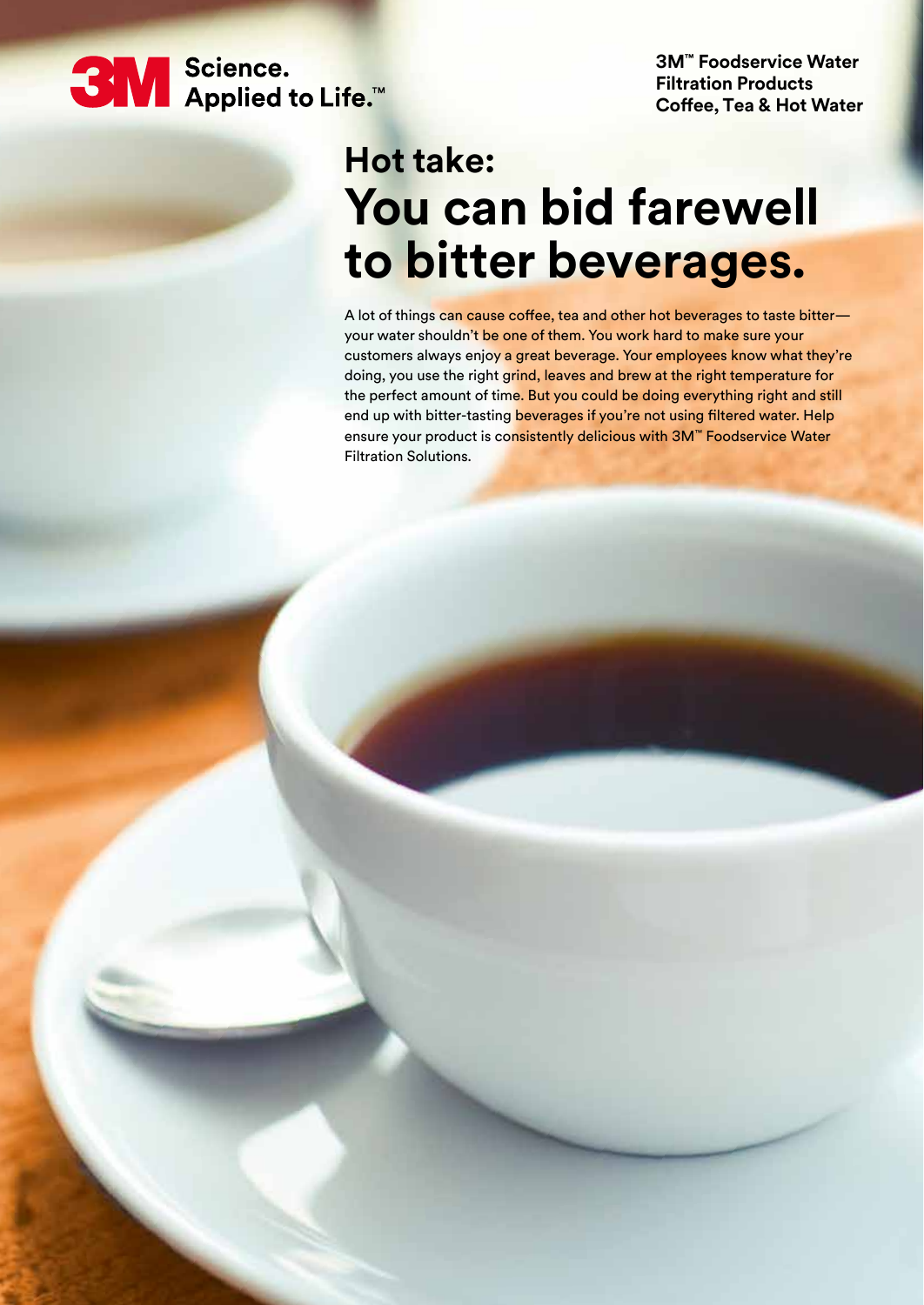3M Science. Applied to Life.™

**3M™ Foodservice Water Filtration Products**
**Coffee, Tea & Hot Water**

## Hot take:

# You can bid farewell to bitter beverages.

A lot of things can cause coffee, tea and other hot beverages to taste bitter—your water shouldn't be one of them. You work hard to make sure your customers always enjoy a great beverage. Your employees know what they're doing, you use the right grind, leaves and brew at the right temperature for the perfect amount of time. But you could be doing everything right and still end up with bitter-tasting beverages if you're not using filtered water. Help ensure your product is consistently delicious with 3M™ Foodservice Water Filtration Solutions.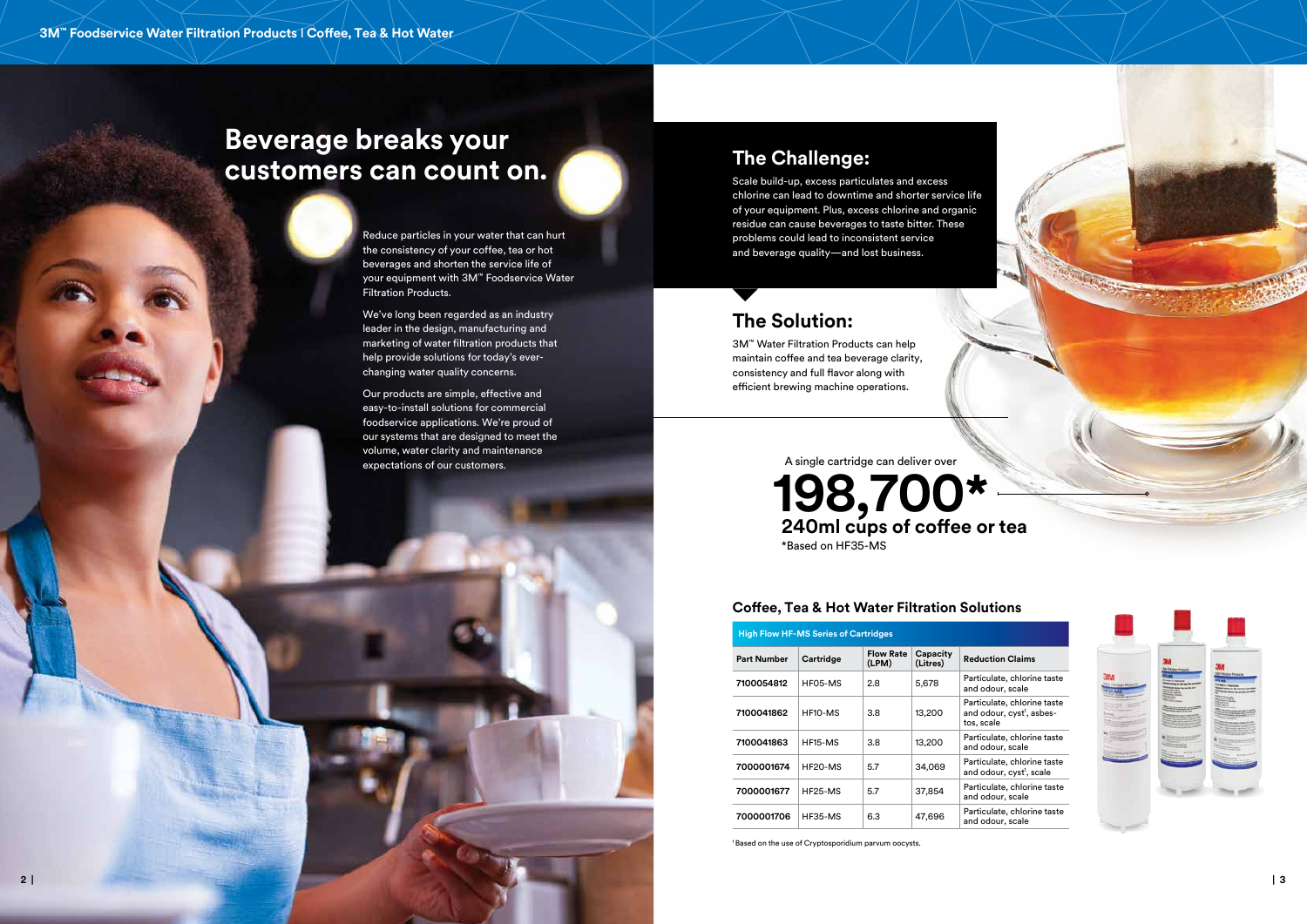# Beverage breaks your customers can count on.

Reduce particles in your water that can hurt the consistency of your coffee, tea or hot beverages and shorten the service life of your equipment with 3M™ Foodservice Water Filtration Products.

We've long been regarded as an industry leader in the design, manufacturing and marketing of water filtration products that help provide solutions for today's ever-changing water quality concerns.

Our products are simple, effective and easy-to-install solutions for commercial foodservice applications. We're proud of our systems that are designed to meet the volume, water clarity and maintenance expectations of our customers.

## The Challenge:

Scale build-up, excess particulates and excess chlorine can lead to downtime and shorter service life of your equipment. Plus, excess chlorine and organic residue can cause beverages to taste bitter. These problems could lead to inconsistent service and beverage quality—and lost business.

## The Solution:

3M™ Water Filtration Products can help maintain coffee and tea beverage clarity, consistency and full flavor along with efficient brewing machine operations.

A single cartridge can deliver over

**198,700***

**240ml cups of coffee or tea**

*Based on HF35-MS

### Coffee, Tea & Hot Water Filtration Solutions

| High Flow HF-MS Series of Cartridges | | | | |
|---|---|---|---|---|
| **Part Number** | **Cartridge** | **Flow Rate (LPM)** | **Capacity (Litres)** | **Reduction Claims** |
| **7100054812** | HF05-MS | 2.8 | 5,678 | Particulate, chlorine taste and odour, scale |
| **7100041862** | HF10-MS | 3.8 | 13,200 | Particulate, chlorine taste and odour, cyst[1], asbestos, scale |
| **7100041863** | HF15-MS | 3.8 | 13,200 | Particulate, chlorine taste and odour, scale |
| **7000001674** | HF20-MS | 5.7 | 34,069 | Particulate, chlorine taste and odour, cyst[1], scale |
| **7000001677** | HF25-MS | 5.7 | 37,854 | Particulate, chlorine taste and odour, scale |
| **7000001706** | HF35-MS | 6.3 | 47,696 | Particulate, chlorine taste and odour, scale |

[1] Based on the use of Cryptosporidium parvum oocysts.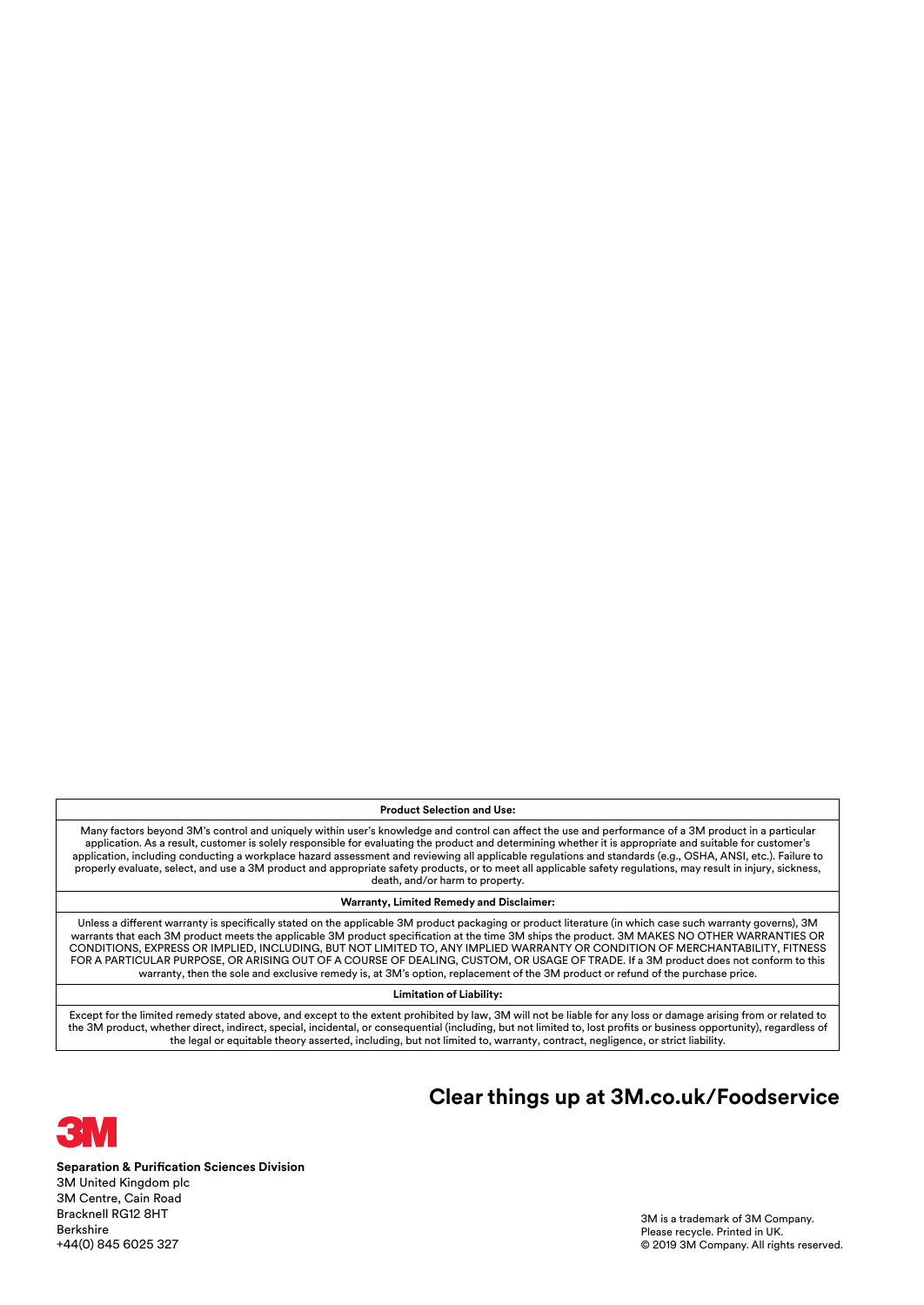**Product Selection and Use:**

Many factors beyond 3M's control and uniquely within user's knowledge and control can affect the use and performance of a 3M product in a particular application. As a result, customer is solely responsible for evaluating the product and determining whether it is appropriate and suitable for customer's application, including conducting a workplace hazard assessment and reviewing all applicable regulations and standards (e.g., OSHA, ANSI, etc.). Failure to properly evaluate, select, and use a 3M product and appropriate safety products, or to meet all applicable safety regulations, may result in injury, sickness, death, and/or harm to property.

**Warranty, Limited Remedy and Disclaimer:**

Unless a different warranty is specifically stated on the applicable 3M product packaging or product literature (in which case such warranty governs), 3M warrants that each 3M product meets the applicable 3M product specification at the time 3M ships the product. 3M MAKES NO OTHER WARRANTIES OR CONDITIONS, EXPRESS OR IMPLIED, INCLUDING, BUT NOT LIMITED TO, ANY IMPLIED WARRANTY OR CONDITION OF MERCHANTABILITY, FITNESS FOR A PARTICULAR PURPOSE, OR ARISING OUT OF A COURSE OF DEALING, CUSTOM, OR USAGE OF TRADE. If a 3M product does not conform to this warranty, then the sole and exclusive remedy is, at 3M's option, replacement of the 3M product or refund of the purchase price.

**Limitation of Liability:**

Except for the limited remedy stated above, and except to the extent prohibited by law, 3M will not be liable for any loss or damage arising from or related to the 3M product, whether direct, indirect, special, incidental, or consequential (including, but not limited to, lost profits or business opportunity), regardless of the legal or equitable theory asserted, including, but not limited to, warranty, contract, negligence, or strict liability.

## Clear things up at 3M.co.uk/Foodservice

3M

**Separation & Purification Sciences Division**
3M United Kingdom plc
3M Centre, Cain Road
Bracknell RG12 8HT
Berkshire
+44(0) 845 6025 327

3M is a trademark of 3M Company.
Please recycle. Printed in UK.
© 2019 3M Company. All rights reserved.